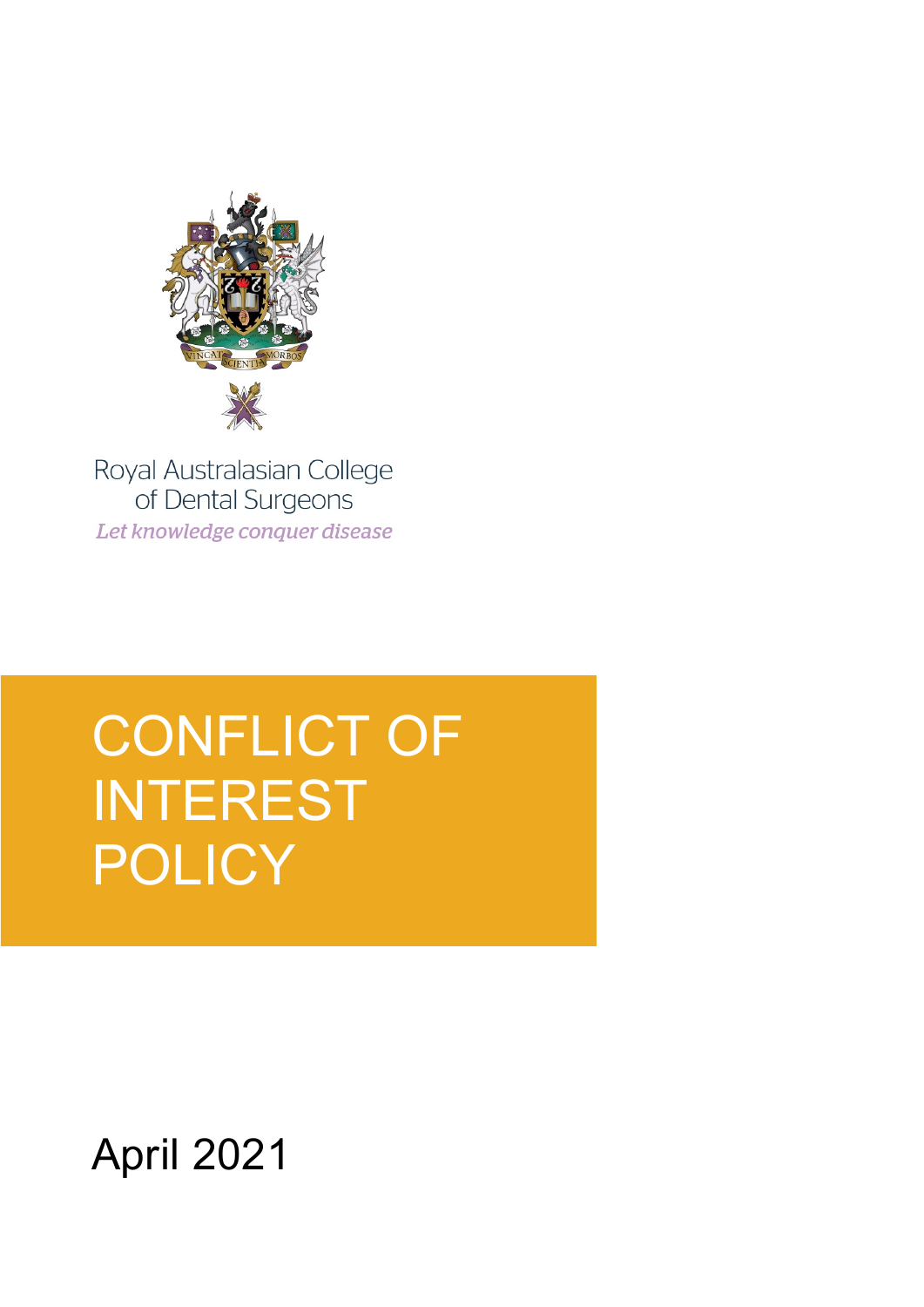Royal Australasian College of Dental Surgeons

*Let knowledge conquer disease*

# CONFLICT OF INTEREST POLICY

April 2021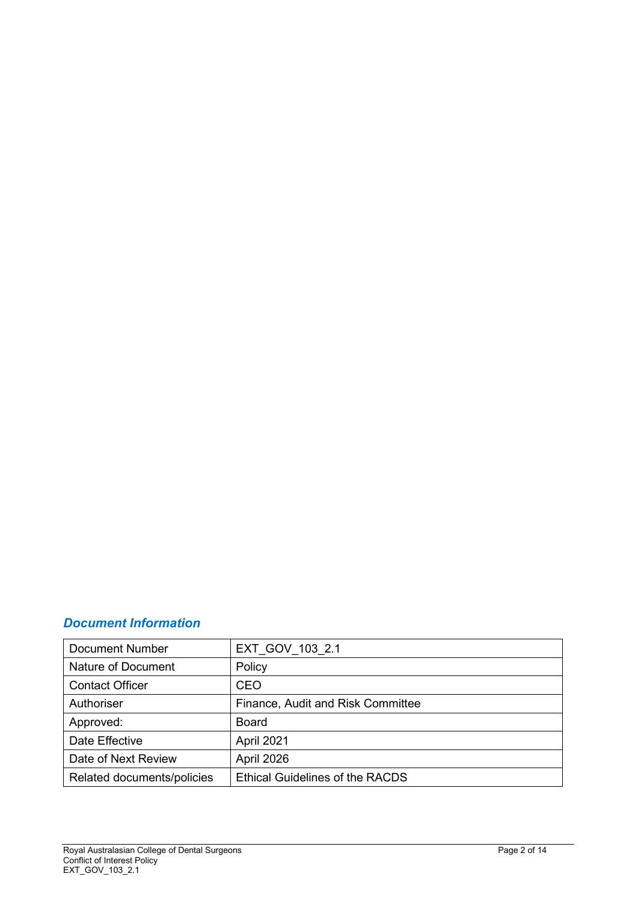## *Document Information*

| Document Number | EXT_GOV_103_2.1 |
|---|---|
| Nature of Document | Policy |
| Contact Officer | CEO |
| Authoriser | Finance, Audit and Risk Committee |
| Approved: | Board |
| Date Effective | April 2021 |
| Date of Next Review | April 2026 |
| Related documents/policies | Ethical Guidelines of the RACDS |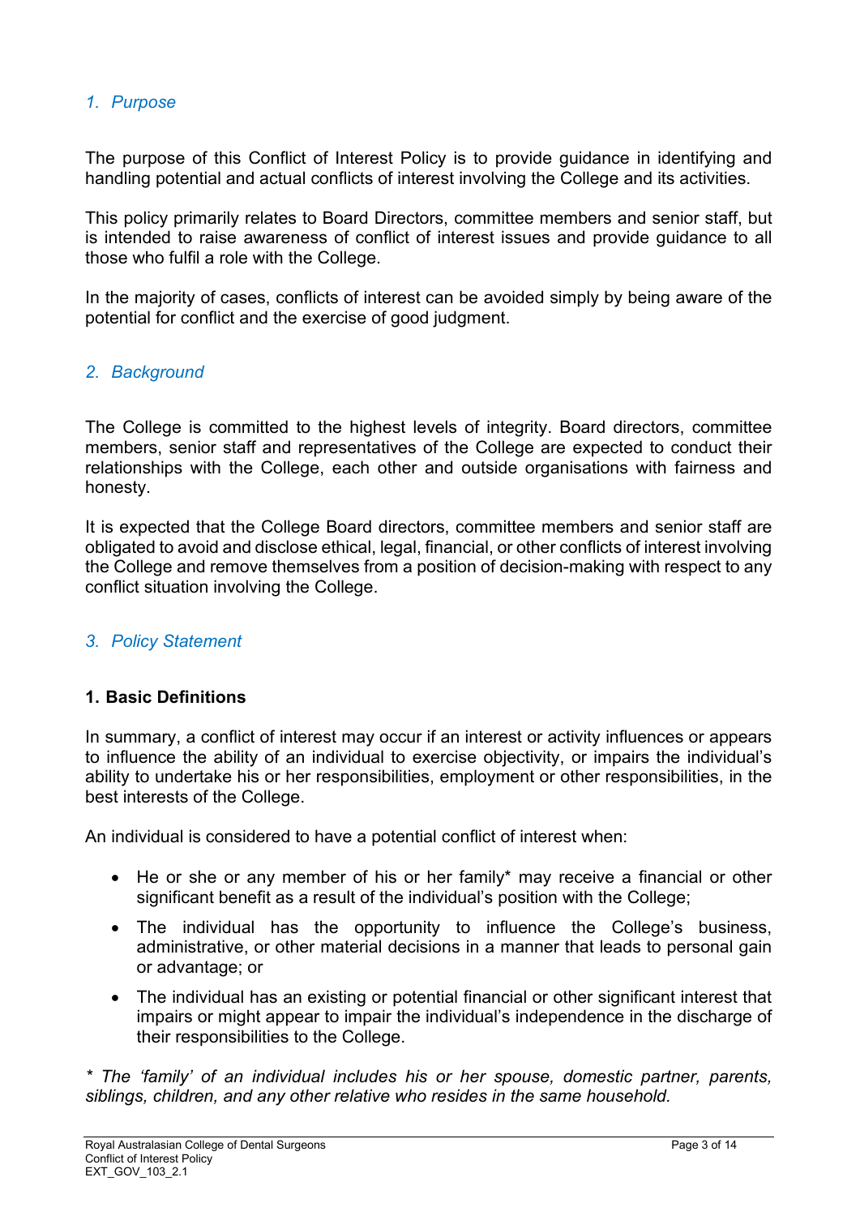## *1. Purpose*

The purpose of this Conflict of Interest Policy is to provide guidance in identifying and handling potential and actual conflicts of interest involving the College and its activities.

This policy primarily relates to Board Directors, committee members and senior staff, but is intended to raise awareness of conflict of interest issues and provide guidance to all those who fulfil a role with the College.

In the majority of cases, conflicts of interest can be avoided simply by being aware of the potential for conflict and the exercise of good judgment.

## *2. Background*

The College is committed to the highest levels of integrity. Board directors, committee members, senior staff and representatives of the College are expected to conduct their relationships with the College, each other and outside organisations with fairness and honesty.

It is expected that the College Board directors, committee members and senior staff are obligated to avoid and disclose ethical, legal, financial, or other conflicts of interest involving the College and remove themselves from a position of decision-making with respect to any conflict situation involving the College.

## *3. Policy Statement*

### 1. Basic Definitions

In summary, a conflict of interest may occur if an interest or activity influences or appears to influence the ability of an individual to exercise objectivity, or impairs the individual's ability to undertake his or her responsibilities, employment or other responsibilities, in the best interests of the College.

An individual is considered to have a potential conflict of interest when:

- He or she or any member of his or her family* may receive a financial or other significant benefit as a result of the individual's position with the College;
- The individual has the opportunity to influence the College's business, administrative, or other material decisions in a manner that leads to personal gain or advantage; or
- The individual has an existing or potential financial or other significant interest that impairs or might appear to impair the individual's independence in the discharge of their responsibilities to the College.

*\* The 'family' of an individual includes his or her spouse, domestic partner, parents, siblings, children, and any other relative who resides in the same household.*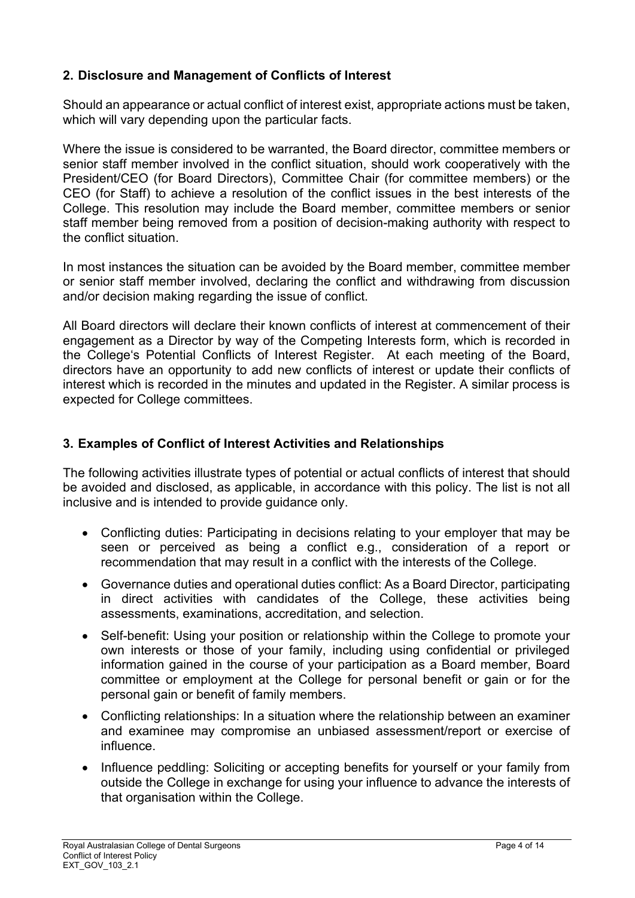## 2. Disclosure and Management of Conflicts of Interest

Should an appearance or actual conflict of interest exist, appropriate actions must be taken, which will vary depending upon the particular facts.

Where the issue is considered to be warranted, the Board director, committee members or senior staff member involved in the conflict situation, should work cooperatively with the President/CEO (for Board Directors), Committee Chair (for committee members) or the CEO (for Staff) to achieve a resolution of the conflict issues in the best interests of the College. This resolution may include the Board member, committee members or senior staff member being removed from a position of decision-making authority with respect to the conflict situation.

In most instances the situation can be avoided by the Board member, committee member or senior staff member involved, declaring the conflict and withdrawing from discussion and/or decision making regarding the issue of conflict.

All Board directors will declare their known conflicts of interest at commencement of their engagement as a Director by way of the Competing Interests form, which is recorded in the College's Potential Conflicts of Interest Register. At each meeting of the Board, directors have an opportunity to add new conflicts of interest or update their conflicts of interest which is recorded in the minutes and updated in the Register. A similar process is expected for College committees.

## 3. Examples of Conflict of Interest Activities and Relationships

The following activities illustrate types of potential or actual conflicts of interest that should be avoided and disclosed, as applicable, in accordance with this policy. The list is not all inclusive and is intended to provide guidance only.

- Conflicting duties: Participating in decisions relating to your employer that may be seen or perceived as being a conflict e.g., consideration of a report or recommendation that may result in a conflict with the interests of the College.
- Governance duties and operational duties conflict: As a Board Director, participating in direct activities with candidates of the College, these activities being assessments, examinations, accreditation, and selection.
- Self-benefit: Using your position or relationship within the College to promote your own interests or those of your family, including using confidential or privileged information gained in the course of your participation as a Board member, Board committee or employment at the College for personal benefit or gain or for the personal gain or benefit of family members.
- Conflicting relationships: In a situation where the relationship between an examiner and examinee may compromise an unbiased assessment/report or exercise of influence.
- Influence peddling: Soliciting or accepting benefits for yourself or your family from outside the College in exchange for using your influence to advance the interests of that organisation within the College.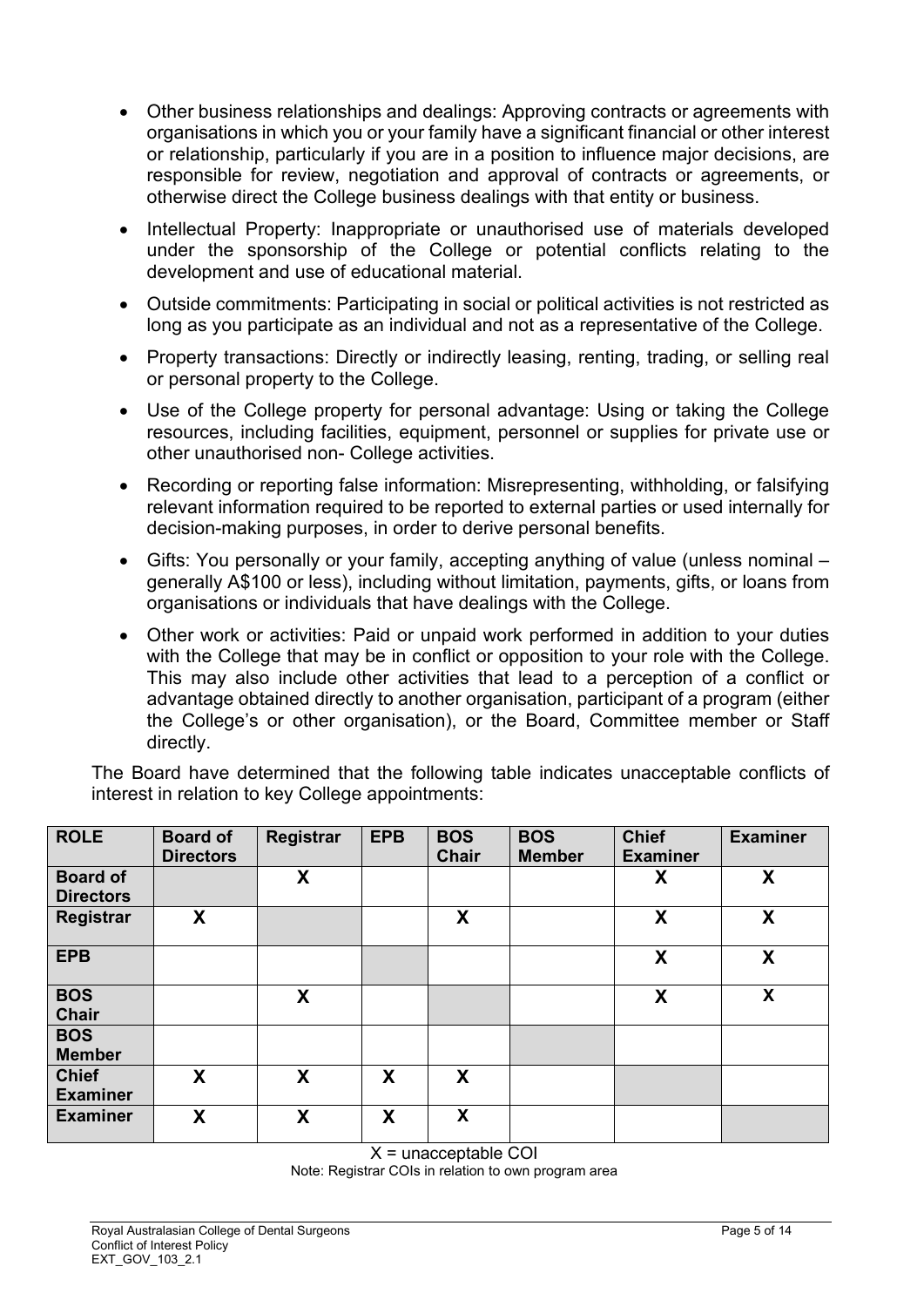- Other business relationships and dealings: Approving contracts or agreements with organisations in which you or your family have a significant financial or other interest or relationship, particularly if you are in a position to influence major decisions, are responsible for review, negotiation and approval of contracts or agreements, or otherwise direct the College business dealings with that entity or business.
- Intellectual Property: Inappropriate or unauthorised use of materials developed under the sponsorship of the College or potential conflicts relating to the development and use of educational material.
- Outside commitments: Participating in social or political activities is not restricted as long as you participate as an individual and not as a representative of the College.
- Property transactions: Directly or indirectly leasing, renting, trading, or selling real or personal property to the College.
- Use of the College property for personal advantage: Using or taking the College resources, including facilities, equipment, personnel or supplies for private use or other unauthorised non- College activities.
- Recording or reporting false information: Misrepresenting, withholding, or falsifying relevant information required to be reported to external parties or used internally for decision-making purposes, in order to derive personal benefits.
- Gifts: You personally or your family, accepting anything of value (unless nominal – generally A$100 or less), including without limitation, payments, gifts, or loans from organisations or individuals that have dealings with the College.
- Other work or activities: Paid or unpaid work performed in addition to your duties with the College that may be in conflict or opposition to your role with the College. This may also include other activities that lead to a perception of a conflict or advantage obtained directly to another organisation, participant of a program (either the College's or other organisation), or the Board, Committee member or Staff directly.

The Board have determined that the following table indicates unacceptable conflicts of interest in relation to key College appointments:

| ROLE | Board of Directors | Registrar | EPB | BOS Chair | BOS Member | Chief Examiner | Examiner |
|---|---|---|---|---|---|---|---|
| **Board of Directors** | | X | | | | X | X |
| **Registrar** | X | | | X | | X | X |
| **EPB** | | | | | | X | X |
| **BOS Chair** | | X | | | | X | X |
| **BOS Member** | | | | | | | |
| **Chief Examiner** | X | X | X | X | | | |
| **Examiner** | X | X | X | X | | | |

X = unacceptable COI

Note: Registrar COIs in relation to own program area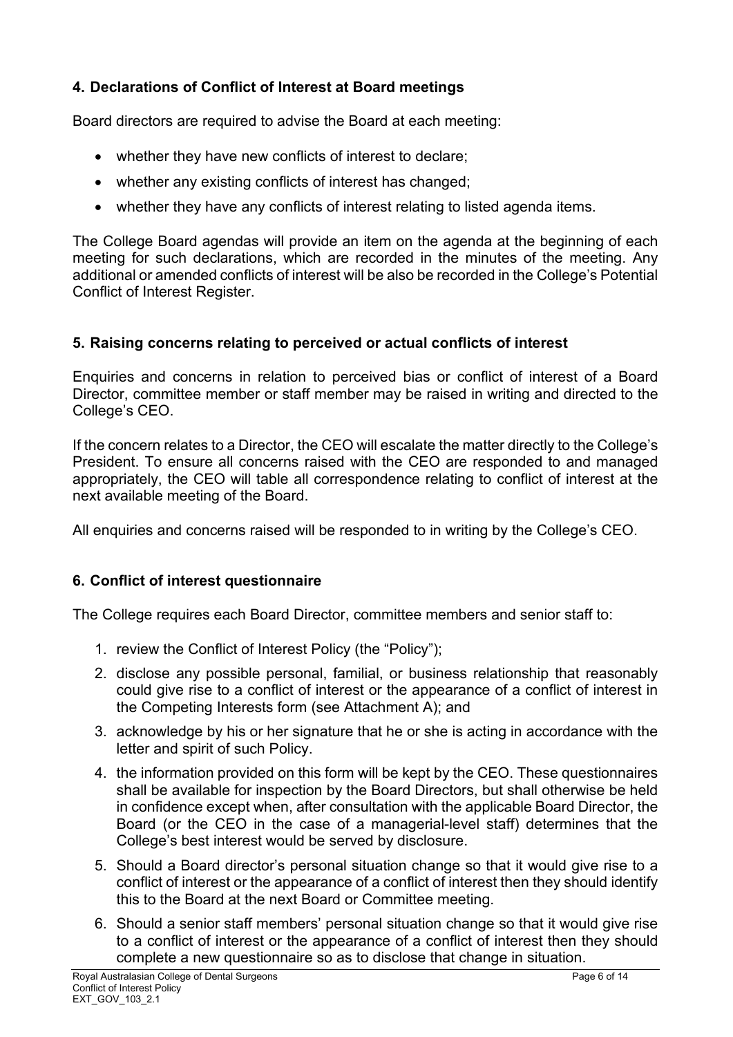## 4. Declarations of Conflict of Interest at Board meetings

Board directors are required to advise the Board at each meeting:

- whether they have new conflicts of interest to declare;
- whether any existing conflicts of interest has changed;
- whether they have any conflicts of interest relating to listed agenda items.

The College Board agendas will provide an item on the agenda at the beginning of each meeting for such declarations, which are recorded in the minutes of the meeting. Any additional or amended conflicts of interest will be also be recorded in the College's Potential Conflict of Interest Register.

## 5. Raising concerns relating to perceived or actual conflicts of interest

Enquiries and concerns in relation to perceived bias or conflict of interest of a Board Director, committee member or staff member may be raised in writing and directed to the College's CEO.

If the concern relates to a Director, the CEO will escalate the matter directly to the College's President. To ensure all concerns raised with the CEO are responded to and managed appropriately, the CEO will table all correspondence relating to conflict of interest at the next available meeting of the Board.

All enquiries and concerns raised will be responded to in writing by the College's CEO.

## 6. Conflict of interest questionnaire

The College requires each Board Director, committee members and senior staff to:

1. review the Conflict of Interest Policy (the "Policy");
2. disclose any possible personal, familial, or business relationship that reasonably could give rise to a conflict of interest or the appearance of a conflict of interest in the Competing Interests form (see Attachment A); and
3. acknowledge by his or her signature that he or she is acting in accordance with the letter and spirit of such Policy.
4. the information provided on this form will be kept by the CEO. These questionnaires shall be available for inspection by the Board Directors, but shall otherwise be held in confidence except when, after consultation with the applicable Board Director, the Board (or the CEO in the case of a managerial-level staff) determines that the College's best interest would be served by disclosure.
5. Should a Board director's personal situation change so that it would give rise to a conflict of interest or the appearance of a conflict of interest then they should identify this to the Board at the next Board or Committee meeting.
6. Should a senior staff members' personal situation change so that it would give rise to a conflict of interest or the appearance of a conflict of interest then they should complete a new questionnaire so as to disclose that change in situation.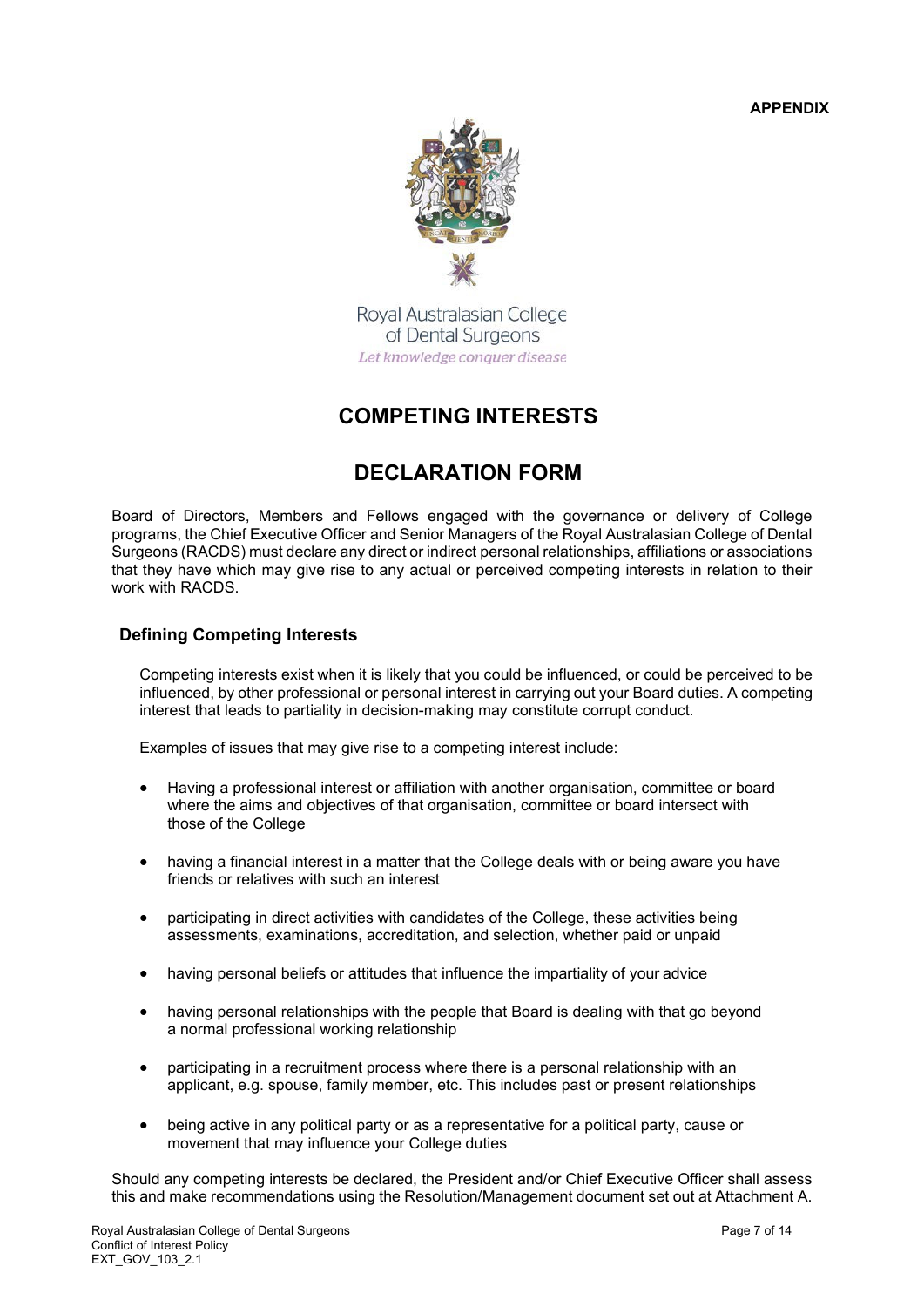**APPENDIX**

Royal Australasian College of Dental Surgeons
*Let knowledge conquer disease*

# COMPETING INTERESTS

# DECLARATION FORM

Board of Directors, Members and Fellows engaged with the governance or delivery of College programs, the Chief Executive Officer and Senior Managers of the Royal Australasian College of Dental Surgeons (RACDS) must declare any direct or indirect personal relationships, affiliations or associations that they have which may give rise to any actual or perceived competing interests in relation to their work with RACDS.

### Defining Competing Interests

Competing interests exist when it is likely that you could be influenced, or could be perceived to be influenced, by other professional or personal interest in carrying out your Board duties. A competing interest that leads to partiality in decision-making may constitute corrupt conduct.

Examples of issues that may give rise to a competing interest include:

- Having a professional interest or affiliation with another organisation, committee or board where the aims and objectives of that organisation, committee or board intersect with those of the College
- having a financial interest in a matter that the College deals with or being aware you have friends or relatives with such an interest
- participating in direct activities with candidates of the College, these activities being assessments, examinations, accreditation, and selection, whether paid or unpaid
- having personal beliefs or attitudes that influence the impartiality of your advice
- having personal relationships with the people that Board is dealing with that go beyond a normal professional working relationship
- participating in a recruitment process where there is a personal relationship with an applicant, e.g. spouse, family member, etc. This includes past or present relationships
- being active in any political party or as a representative for a political party, cause or movement that may influence your College duties

Should any competing interests be declared, the President and/or Chief Executive Officer shall assess this and make recommendations using the Resolution/Management document set out at Attachment A.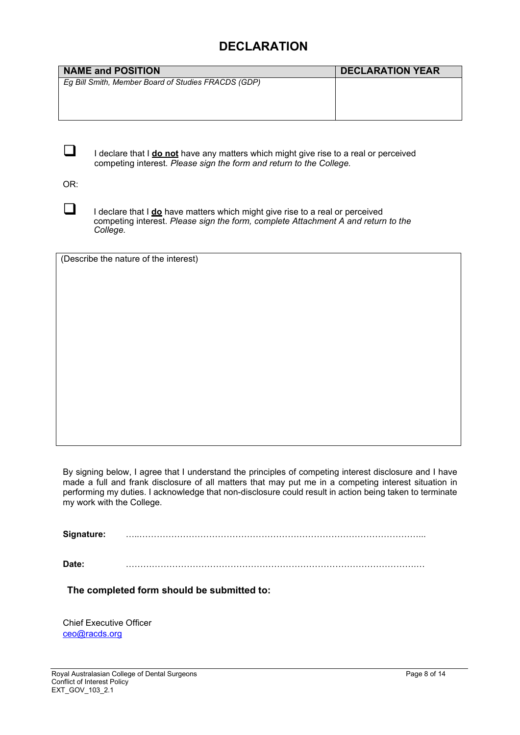# DECLARATION

| NAME and POSITION | DECLARATION YEAR |
| --- | --- |
| *Eg Bill Smith, Member Board of Studies FRACDS (GDP)* | |

☐ I declare that I **do not** have any matters which might give rise to a real or perceived competing interest. *Please sign the form and return to the College.*

OR:

☐ I declare that I **do** have matters which might give rise to a real or perceived competing interest. *Please sign the form, complete Attachment A and return to the College.*

| (Describe the nature of the interest) |
| --- |
| |

By signing below, I agree that I understand the principles of competing interest disclosure and I have made a full and frank disclosure of all matters that may put me in a competing interest situation in performing my duties. I acknowledge that non-disclosure could result in action being taken to terminate my work with the College.

**Signature:** ………………………………………………………………………………………

**Date:** ………………………………………………………………………………………

**The completed form should be submitted to:**

Chief Executive Officer
ceo@racds.org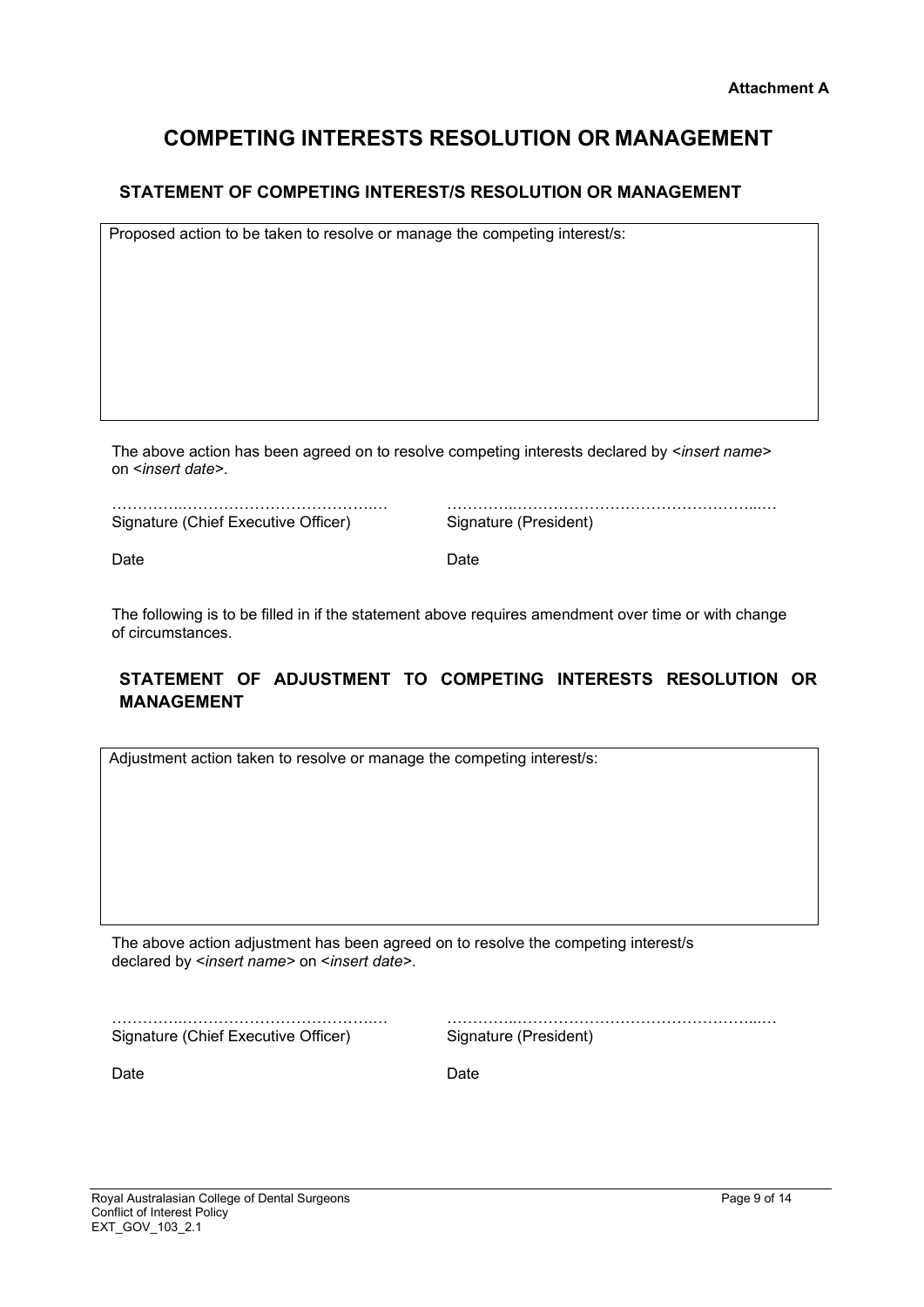**Attachment A**

# COMPETING INTERESTS RESOLUTION OR MANAGEMENT

## STATEMENT OF COMPETING INTEREST/S RESOLUTION OR MANAGEMENT

| Proposed action to be taken to resolve or manage the competing interest/s: |
|---|
| |

The above action has been agreed on to resolve competing interests declared by <*insert name*> on <*insert date*>.

| ……………………………………………… | ……………………………………………………… |
|---|---|
| Signature (Chief Executive Officer) | Signature (President) |
| Date | Date |

The following is to be filled in if the statement above requires amendment over time or with change of circumstances.

## STATEMENT OF ADJUSTMENT TO COMPETING INTERESTS RESOLUTION OR MANAGEMENT

| Adjustment action taken to resolve or manage the competing interest/s: |
|---|
| |

The above action adjustment has been agreed on to resolve the competing interest/s declared by <*insert name*> on <*insert date*>.

| ……………………………………………… | ……………………………………………………… |
|---|---|
| Signature (Chief Executive Officer) | Signature (President) |
| Date | Date |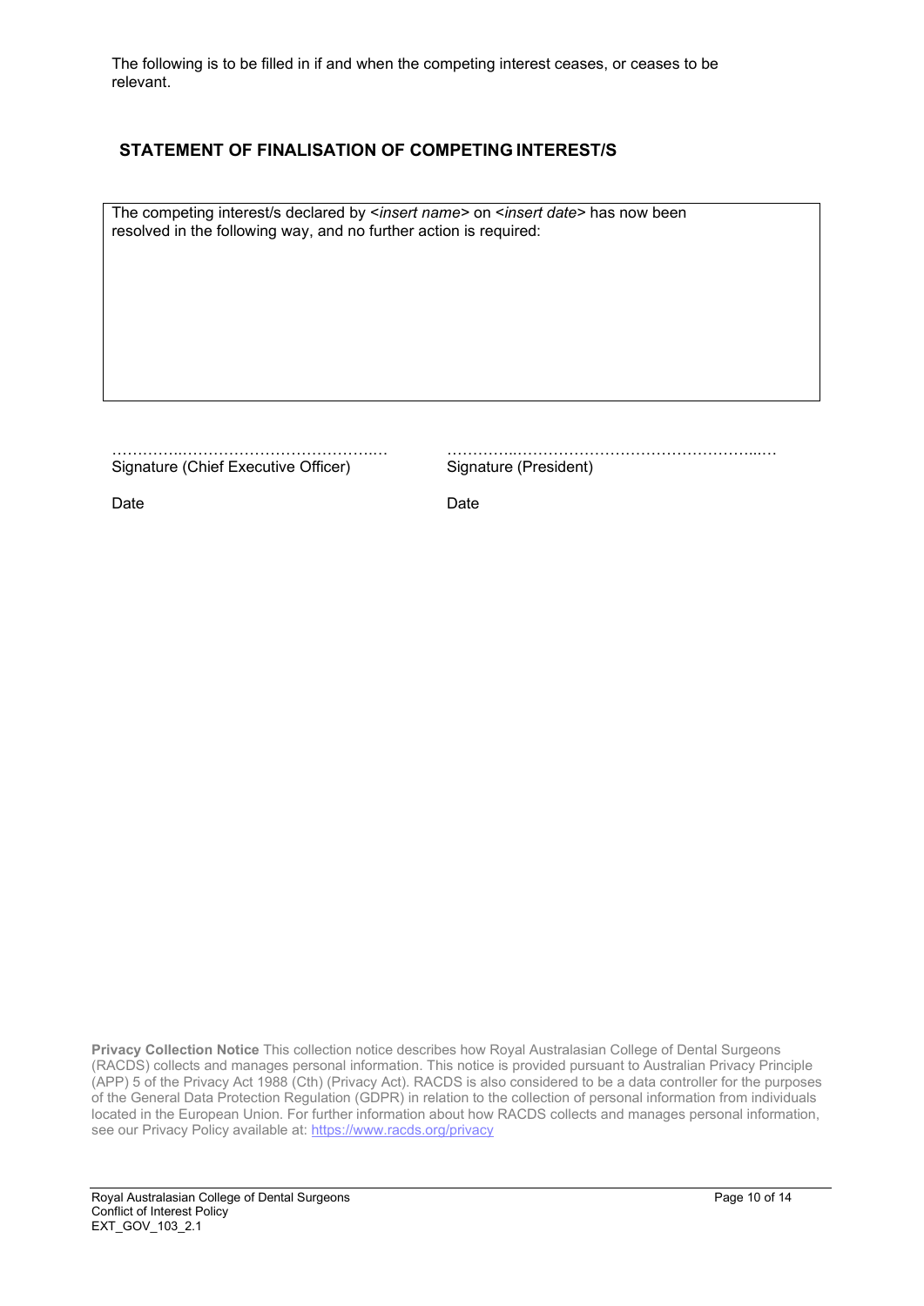The following is to be filled in if and when the competing interest ceases, or ceases to be relevant.

## STATEMENT OF FINALISATION OF COMPETING INTEREST/S

| The competing interest/s declared by <*insert name*> on <*insert date*> has now been resolved in the following way, and no further action is required: |
|---|
| |

……………………………………………… ……………………………………………………

Signature (Chief Executive Officer) Signature (President)

Date Date

**Privacy Collection Notice** This collection notice describes how Royal Australasian College of Dental Surgeons (RACDS) collects and manages personal information. This notice is provided pursuant to Australian Privacy Principle (APP) 5 of the Privacy Act 1988 (Cth) (Privacy Act). RACDS is also considered to be a data controller for the purposes of the General Data Protection Regulation (GDPR) in relation to the collection of personal information from individuals located in the European Union. For further information about how RACDS collects and manages personal information, see our Privacy Policy available at: https://www.racds.org/privacy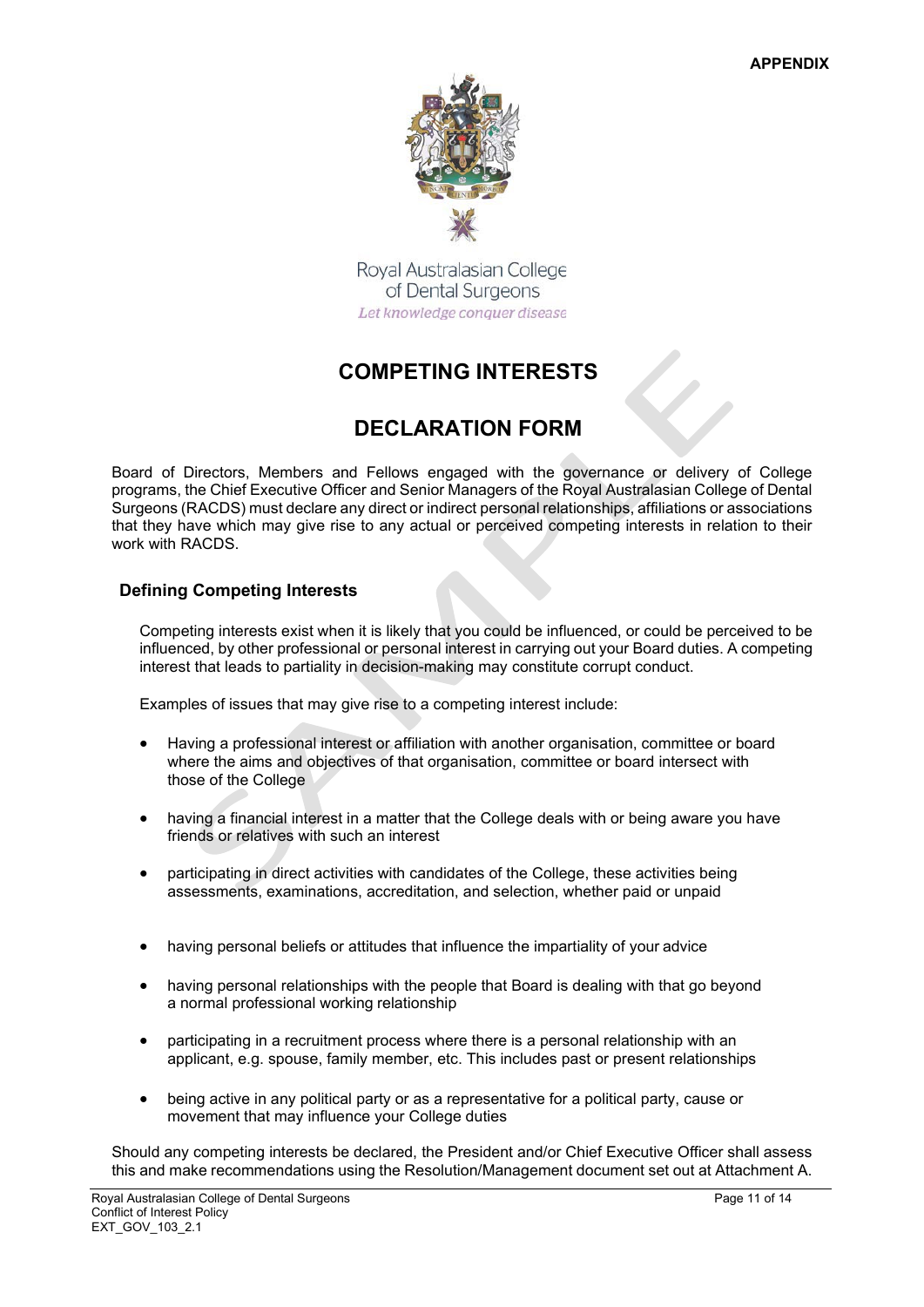**APPENDIX**

Royal Australasian College of Dental Surgeons
*Let knowledge conquer disease*

# COMPETING INTERESTS

# DECLARATION FORM

Board of Directors, Members and Fellows engaged with the governance or delivery of College programs, the Chief Executive Officer and Senior Managers of the Royal Australasian College of Dental Surgeons (RACDS) must declare any direct or indirect personal relationships, affiliations or associations that they have which may give rise to any actual or perceived competing interests in relation to their work with RACDS.

### Defining Competing Interests

Competing interests exist when it is likely that you could be influenced, or could be perceived to be influenced, by other professional or personal interest in carrying out your Board duties. A competing interest that leads to partiality in decision-making may constitute corrupt conduct.

Examples of issues that may give rise to a competing interest include:

- Having a professional interest or affiliation with another organisation, committee or board where the aims and objectives of that organisation, committee or board intersect with those of the College
- having a financial interest in a matter that the College deals with or being aware you have friends or relatives with such an interest
- participating in direct activities with candidates of the College, these activities being assessments, examinations, accreditation, and selection, whether paid or unpaid
- having personal beliefs or attitudes that influence the impartiality of your advice
- having personal relationships with the people that Board is dealing with that go beyond a normal professional working relationship
- participating in a recruitment process where there is a personal relationship with an applicant, e.g. spouse, family member, etc. This includes past or present relationships
- being active in any political party or as a representative for a political party, cause or movement that may influence your College duties

Should any competing interests be declared, the President and/or Chief Executive Officer shall assess this and make recommendations using the Resolution/Management document set out at Attachment A.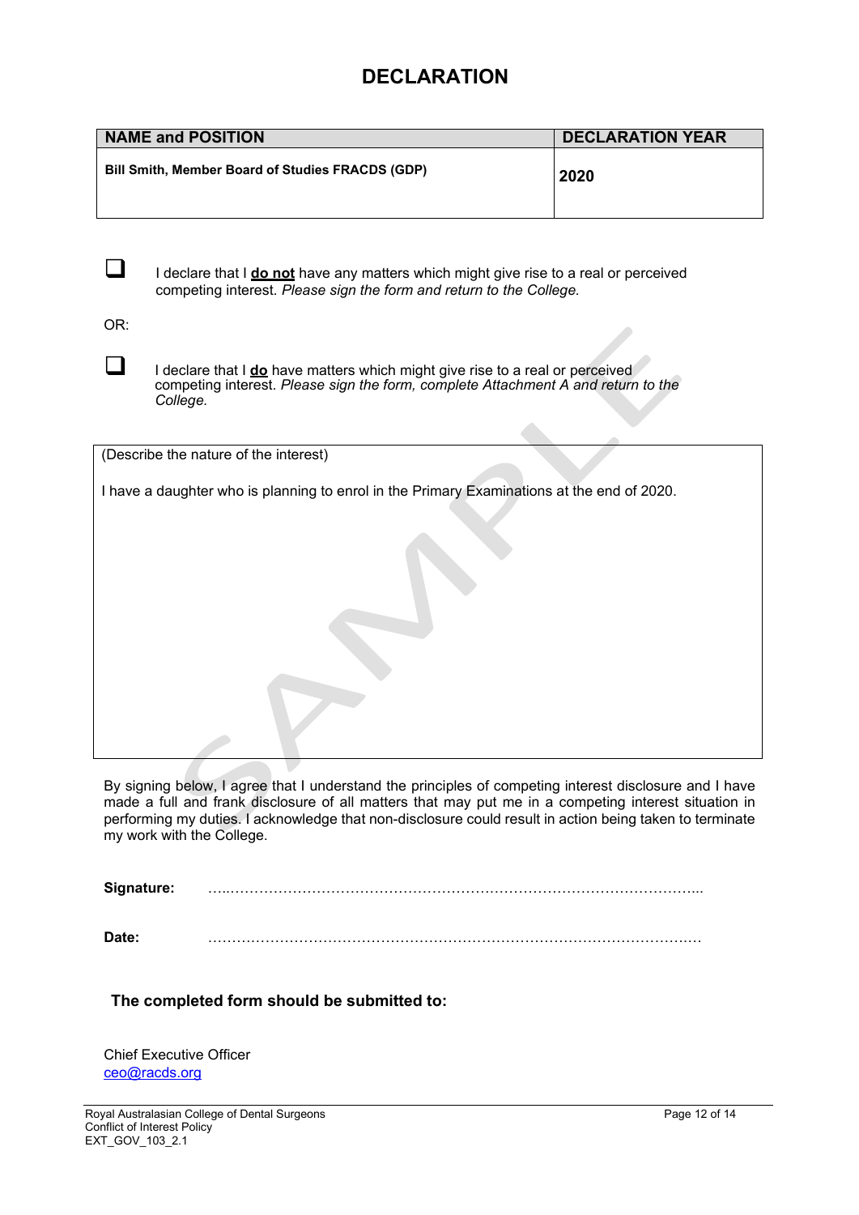# DECLARATION

| NAME and POSITION | DECLARATION YEAR |
|---|---|
| **Bill Smith, Member Board of Studies FRACDS (GDP)** | **2020** |

☐ I declare that I **do not** have any matters which might give rise to a real or perceived competing interest. *Please sign the form and return to the College.*

OR:

☐ I declare that I **do** have matters which might give rise to a real or perceived competing interest. *Please sign the form, complete Attachment A and return to the College.*

| (Describe the nature of the interest) |
|---|
| I have a daughter who is planning to enrol in the Primary Examinations at the end of 2020. |

By signing below, I agree that I understand the principles of competing interest disclosure and I have made a full and frank disclosure of all matters that may put me in a competing interest situation in performing my duties. I acknowledge that non-disclosure could result in action being taken to terminate my work with the College.

**Signature:** …………………………………………………………………………………………

**Date:** …………………………………………………………………………………………

**The completed form should be submitted to:**

Chief Executive Officer
ceo@racds.org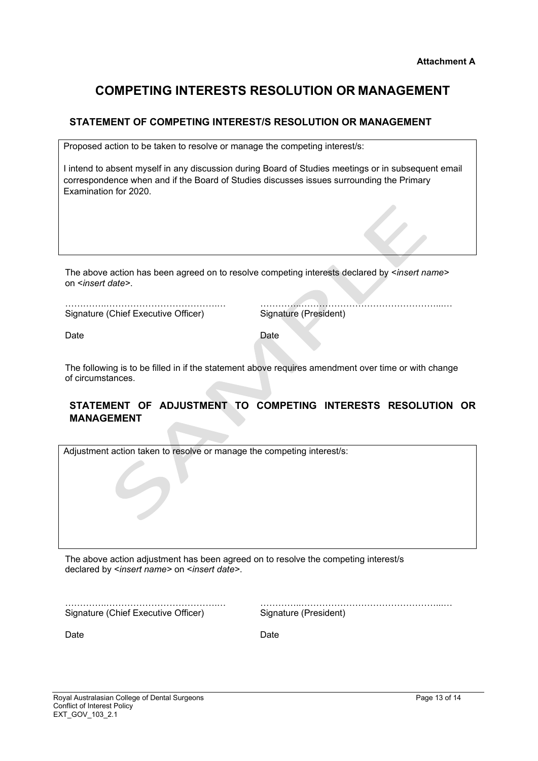**Attachment A**

# COMPETING INTERESTS RESOLUTION OR MANAGEMENT

## STATEMENT OF COMPETING INTEREST/S RESOLUTION OR MANAGEMENT

| Proposed action to be taken to resolve or manage the competing interest/s: |
| --- |
| I intend to absent myself in any discussion during Board of Studies meetings or in subsequent email correspondence when and if the Board of Studies discusses issues surrounding the Primary Examination for 2020. |

The above action has been agreed on to resolve competing interests declared by <*insert name*> on <*insert date*>.

……………………………………………… Signature (Chief Executive Officer)

Date

……………………………………………………… Signature (President)

Date

The following is to be filled in if the statement above requires amendment over time or with change of circumstances.

## STATEMENT OF ADJUSTMENT TO COMPETING INTERESTS RESOLUTION OR MANAGEMENT

| Adjustment action taken to resolve or manage the competing interest/s: |
| --- |
| |

The above action adjustment has been agreed on to resolve the competing interest/s declared by <*insert name*> on <*insert date*>.

……………………………………………… Signature (Chief Executive Officer)

Date

……………………………………………………… Signature (President)

Date

SAMPLE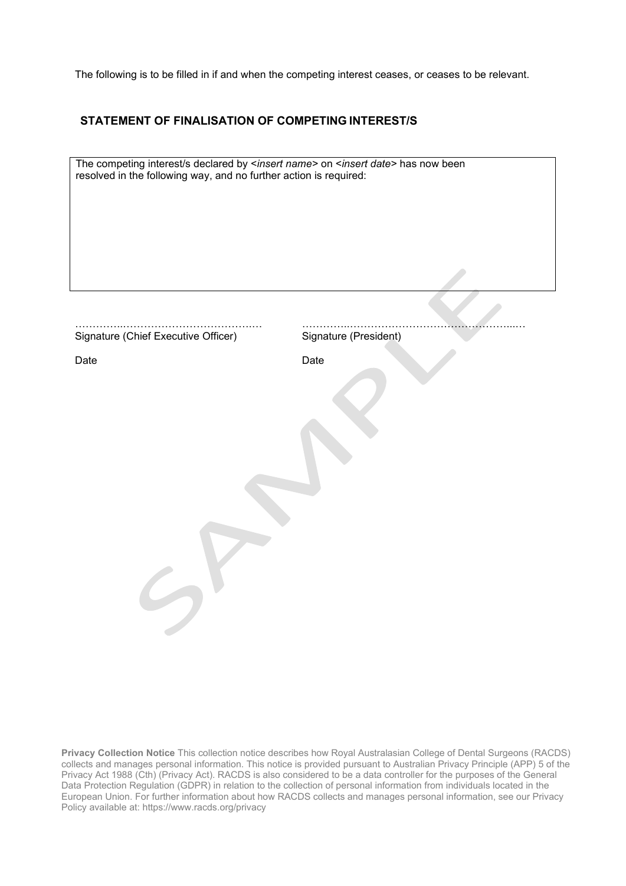The following is to be filled in if and when the competing interest ceases, or ceases to be relevant.

## STATEMENT OF FINALISATION OF COMPETING INTEREST/S

The competing interest/s declared by <*insert name*> on <*insert date*> has now been resolved in the following way, and no further action is required:

………………………………………………… ……………………………………………………

Signature (Chief Executive Officer) Signature (President)

Date Date

**Privacy Collection Notice** This collection notice describes how Royal Australasian College of Dental Surgeons (RACDS) collects and manages personal information. This notice is provided pursuant to Australian Privacy Principle (APP) 5 of the Privacy Act 1988 (Cth) (Privacy Act). RACDS is also considered to be a data controller for the purposes of the General Data Protection Regulation (GDPR) in relation to the collection of personal information from individuals located in the European Union. For further information about how RACDS collects and manages personal information, see our Privacy Policy available at: https://www.racds.org/privacy